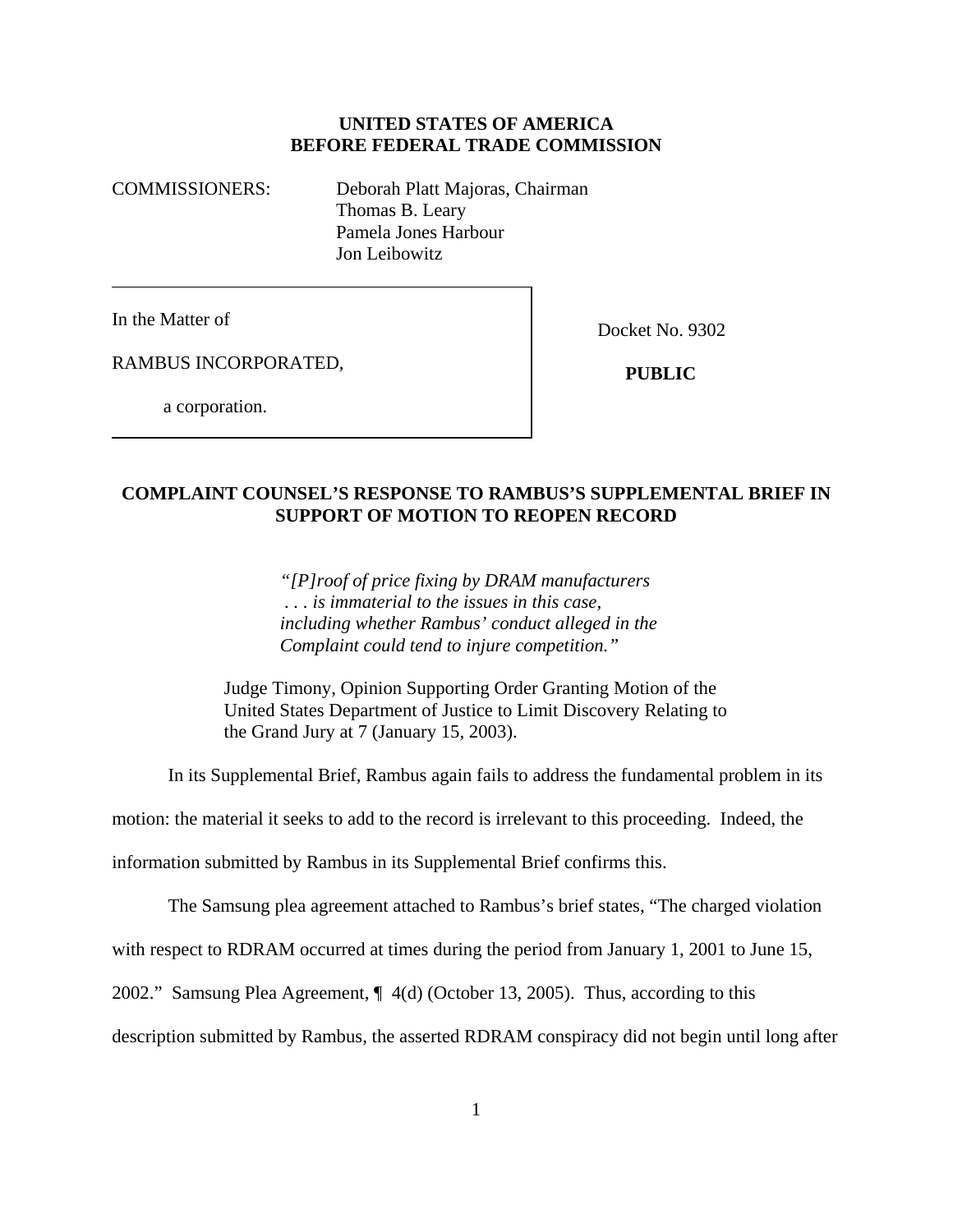**UNITED STATES OF AMERICA**
**BEFORE FEDERAL TRADE COMMISSION**

COMMISSIONERS: Deborah Platt Majoras, Chairman
Thomas B. Leary
Pamela Jones Harbour
Jon Leibowitz

| | |
|---|---|
| In the Matter of<br><br>RAMBUS INCORPORATED,<br><br>a corporation. | Docket No. 9302<br><br>**PUBLIC** |

## COMPLAINT COUNSEL'S RESPONSE TO RAMBUS'S SUPPLEMENTAL BRIEF IN SUPPORT OF MOTION TO REOPEN RECORD

> *"[P]roof of price fixing by DRAM manufacturers . . . is immaterial to the issues in this case, including whether Rambus' conduct alleged in the Complaint could tend to injure competition."*
>
> Judge Timony, Opinion Supporting Order Granting Motion of the United States Department of Justice to Limit Discovery Relating to the Grand Jury at 7 (January 15, 2003).

In its Supplemental Brief, Rambus again fails to address the fundamental problem in its motion: the material it seeks to add to the record is irrelevant to this proceeding. Indeed, the information submitted by Rambus in its Supplemental Brief confirms this.

The Samsung plea agreement attached to Rambus's brief states, "The charged violation with respect to RDRAM occurred at times during the period from January 1, 2001 to June 15, 2002." Samsung Plea Agreement, ¶ 4(d) (October 13, 2005). Thus, according to this description submitted by Rambus, the asserted RDRAM conspiracy did not begin until long after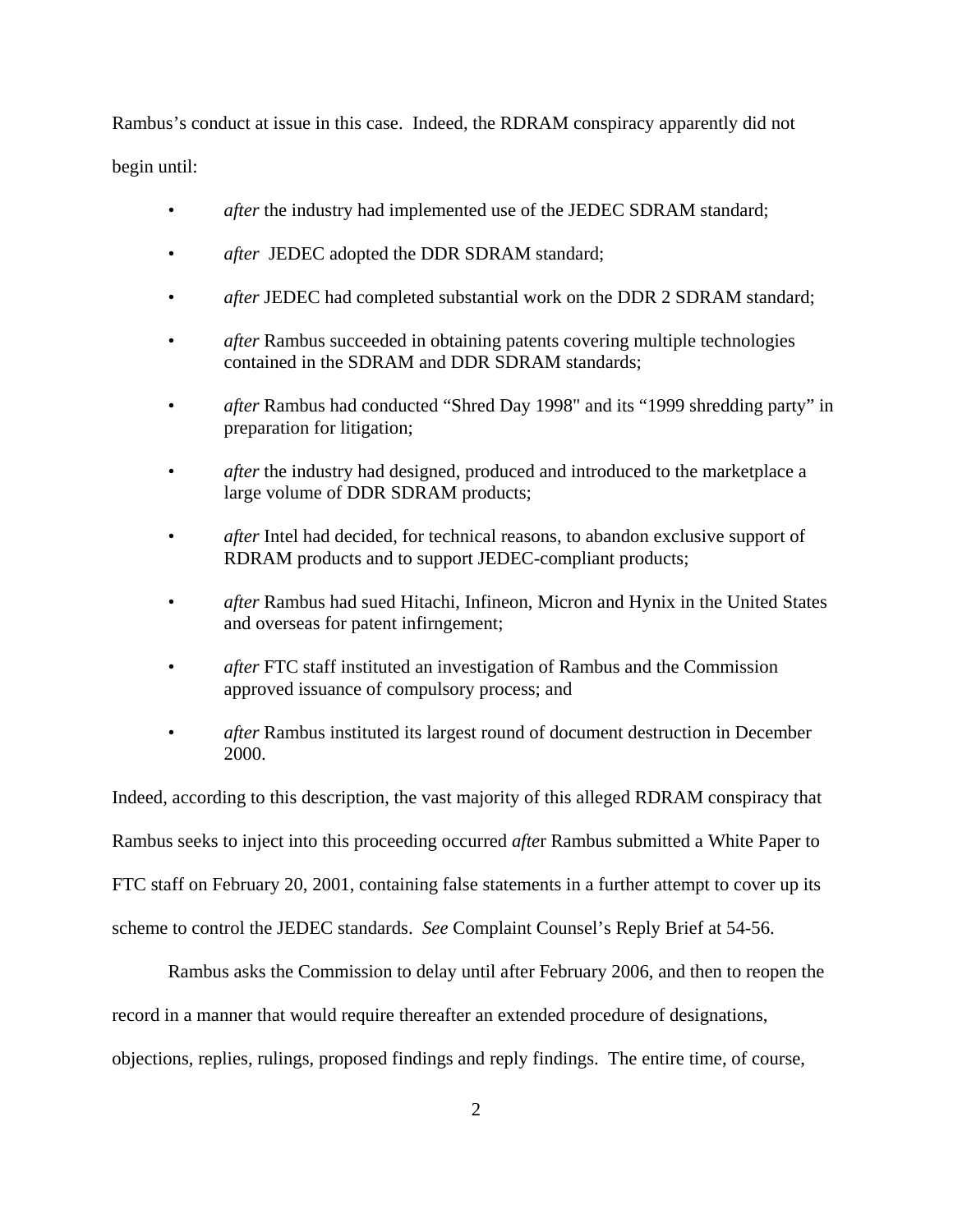Rambus's conduct at issue in this case. Indeed, the RDRAM conspiracy apparently did not begin until:

- *after* the industry had implemented use of the JEDEC SDRAM standard;
- *after* JEDEC adopted the DDR SDRAM standard;
- *after* JEDEC had completed substantial work on the DDR 2 SDRAM standard;
- *after* Rambus succeeded in obtaining patents covering multiple technologies contained in the SDRAM and DDR SDRAM standards;
- *after* Rambus had conducted "Shred Day 1998" and its "1999 shredding party" in preparation for litigation;
- *after* the industry had designed, produced and introduced to the marketplace a large volume of DDR SDRAM products;
- *after* Intel had decided, for technical reasons, to abandon exclusive support of RDRAM products and to support JEDEC-compliant products;
- *after* Rambus had sued Hitachi, Infineon, Micron and Hynix in the United States and overseas for patent infirngement;
- *after* FTC staff instituted an investigation of Rambus and the Commission approved issuance of compulsory process; and
- *after* Rambus instituted its largest round of document destruction in December 2000.

Indeed, according to this description, the vast majority of this alleged RDRAM conspiracy that Rambus seeks to inject into this proceeding occurred *afte*r Rambus submitted a White Paper to FTC staff on February 20, 2001, containing false statements in a further attempt to cover up its scheme to control the JEDEC standards. *See* Complaint Counsel's Reply Brief at 54-56.

Rambus asks the Commission to delay until after February 2006, and then to reopen the record in a manner that would require thereafter an extended procedure of designations, objections, replies, rulings, proposed findings and reply findings. The entire time, of course,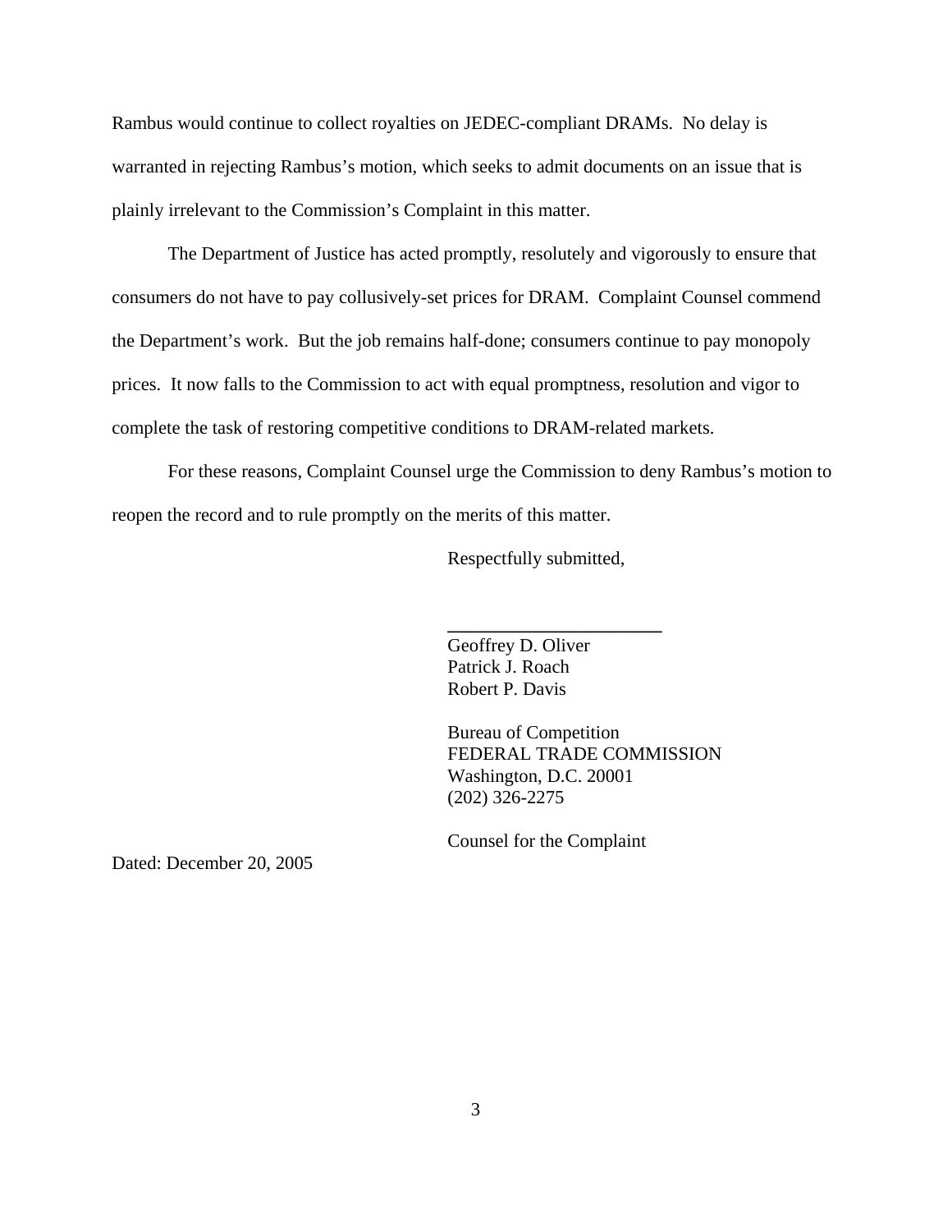Rambus would continue to collect royalties on JEDEC-compliant DRAMs. No delay is warranted in rejecting Rambus's motion, which seeks to admit documents on an issue that is plainly irrelevant to the Commission's Complaint in this matter.

The Department of Justice has acted promptly, resolutely and vigorously to ensure that consumers do not have to pay collusively-set prices for DRAM. Complaint Counsel commend the Department's work. But the job remains half-done; consumers continue to pay monopoly prices. It now falls to the Commission to act with equal promptness, resolution and vigor to complete the task of restoring competitive conditions to DRAM-related markets.

For these reasons, Complaint Counsel urge the Commission to deny Rambus's motion to reopen the record and to rule promptly on the merits of this matter.

Respectfully submitted,

\_\_\_\_\_\_\_\_\_\_\_\_\_\_\_\_\_\_\_\_\_\_\_\_

Geoffrey D. Oliver
Patrick J. Roach
Robert P. Davis

Bureau of Competition
FEDERAL TRADE COMMISSION
Washington, D.C. 20001
(202) 326-2275

Counsel for the Complaint

Dated: December 20, 2005